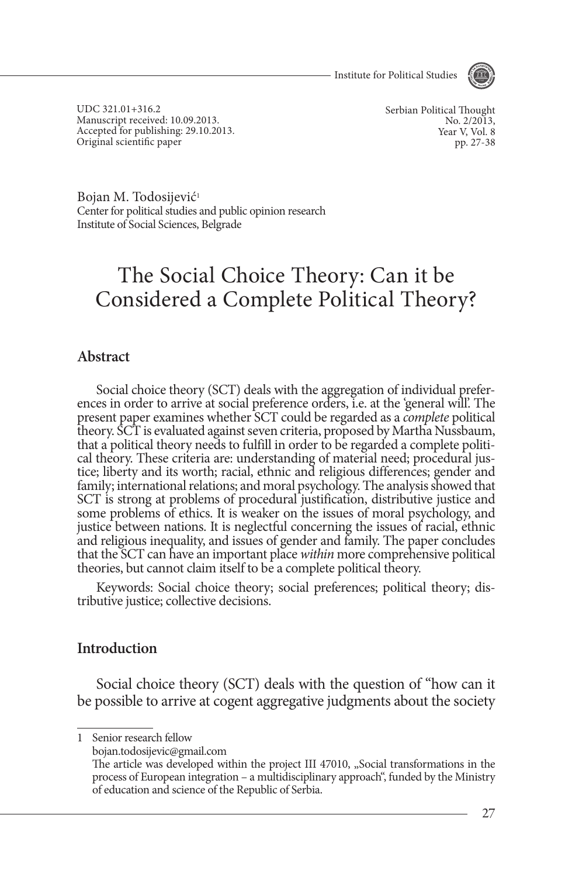UDC 321.01+316.2
Manuscript received: 10.09.2013.
Accepted for publishing: 29.10.2013.
Original scientific paper

Bojan M. Todosijević[1]
Center for political studies and public opinion research
Institute of Social Sciences, Belgrade

# The Social Choice Theory: Can it be Considered a Complete Political Theory?

## Abstract

Social choice theory (SCT) deals with the aggregation of individual preferences in order to arrive at social preference orders, i.e. at the 'general will'. The present paper examines whether SCT could be regarded as a *complete* political theory. SCT is evaluated against seven criteria, proposed by Martha Nussbaum, that a political theory needs to fulfill in order to be regarded a complete political theory. These criteria are: understanding of material need; procedural justice; liberty and its worth; racial, ethnic and religious differences; gender and family; international relations; and moral psychology. The analysis showed that SCT is strong at problems of procedural justification, distributive justice and some problems of ethics. It is weaker on the issues of moral psychology, and justice between nations. It is neglectful concerning the issues of racial, ethnic and religious inequality, and issues of gender and family. The paper concludes that the SCT can have an important place *within* more comprehensive political theories, but cannot claim itself to be a complete political theory.

Keywords: Social choice theory; social preferences; political theory; distributive justice; collective decisions.

## Introduction

Social choice theory (SCT) deals with the question of "how can it be possible to arrive at cogent aggregative judgments about the society

---

1 Senior research fellow
bojan.todosijevic@gmail.com
The article was developed within the project III 47010, „Social transformations in the process of European integration – a multidisciplinary approach", funded by the Ministry of education and science of the Republic of Serbia.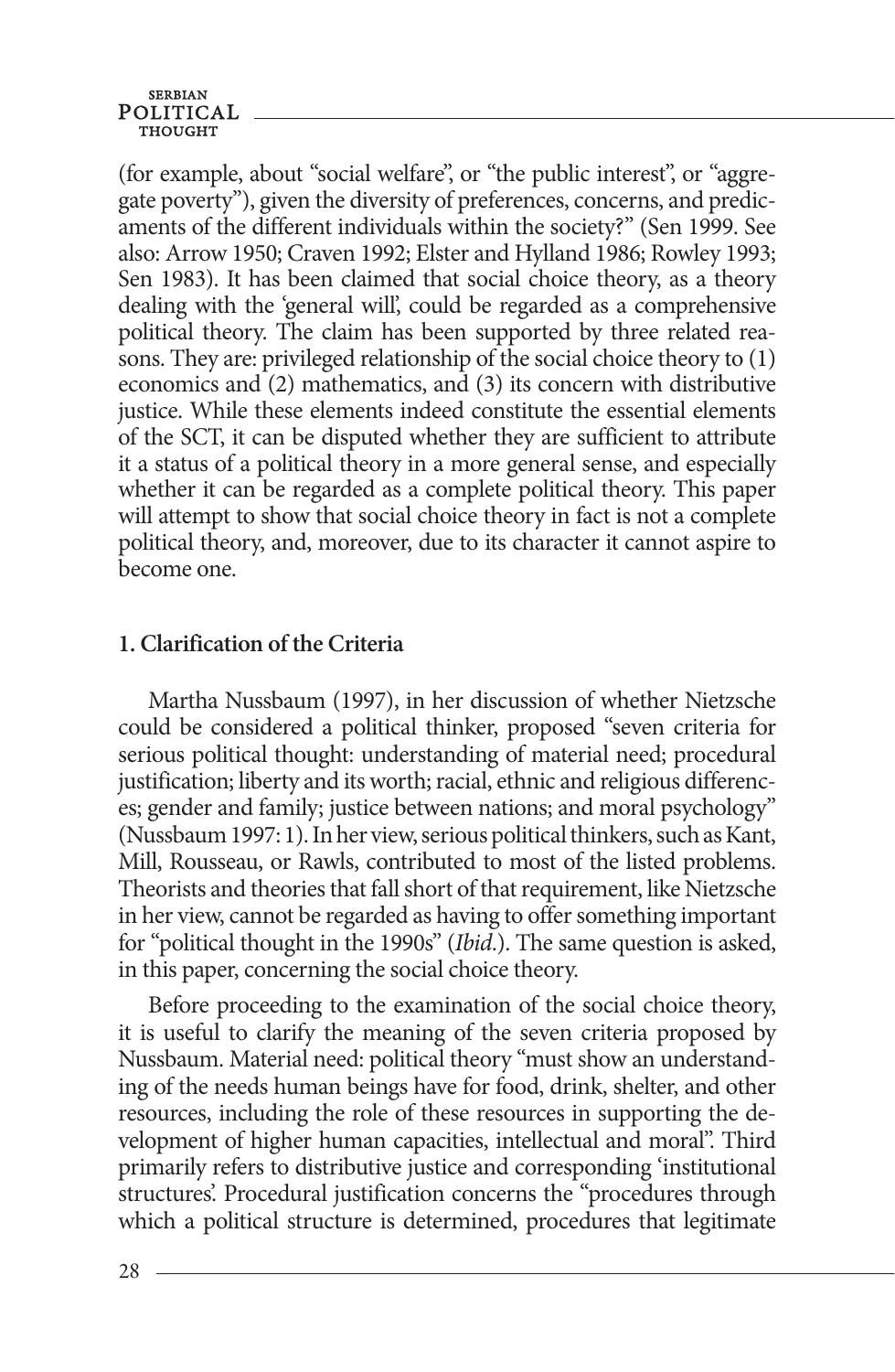(for example, about "social welfare", or "the public interest", or "aggregate poverty"), given the diversity of preferences, concerns, and predicaments of the different individuals within the society?" (Sen 1999. See also: Arrow 1950; Craven 1992; Elster and Hylland 1986; Rowley 1993; Sen 1983). It has been claimed that social choice theory, as a theory dealing with the 'general will', could be regarded as a comprehensive political theory. The claim has been supported by three related reasons. They are: privileged relationship of the social choice theory to (1) economics and (2) mathematics, and (3) its concern with distributive justice. While these elements indeed constitute the essential elements of the SCT, it can be disputed whether they are sufficient to attribute it a status of a political theory in a more general sense, and especially whether it can be regarded as a complete political theory. This paper will attempt to show that social choice theory in fact is not a complete political theory, and, moreover, due to its character it cannot aspire to become one.

## 1. Clarification of the Criteria

Martha Nussbaum (1997), in her discussion of whether Nietzsche could be considered a political thinker, proposed "seven criteria for serious political thought: understanding of material need; procedural justification; liberty and its worth; racial, ethnic and religious differences; gender and family; justice between nations; and moral psychology" (Nussbaum 1997: 1). In her view, serious political thinkers, such as Kant, Mill, Rousseau, or Rawls, contributed to most of the listed problems. Theorists and theories that fall short of that requirement, like Nietzsche in her view, cannot be regarded as having to offer something important for "political thought in the 1990s" (*Ibid.*). The same question is asked, in this paper, concerning the social choice theory.

Before proceeding to the examination of the social choice theory, it is useful to clarify the meaning of the seven criteria proposed by Nussbaum. Material need: political theory "must show an understanding of the needs human beings have for food, drink, shelter, and other resources, including the role of these resources in supporting the development of higher human capacities, intellectual and moral". Third primarily refers to distributive justice and corresponding 'institutional structures'. Procedural justification concerns the "procedures through which a political structure is determined, procedures that legitimate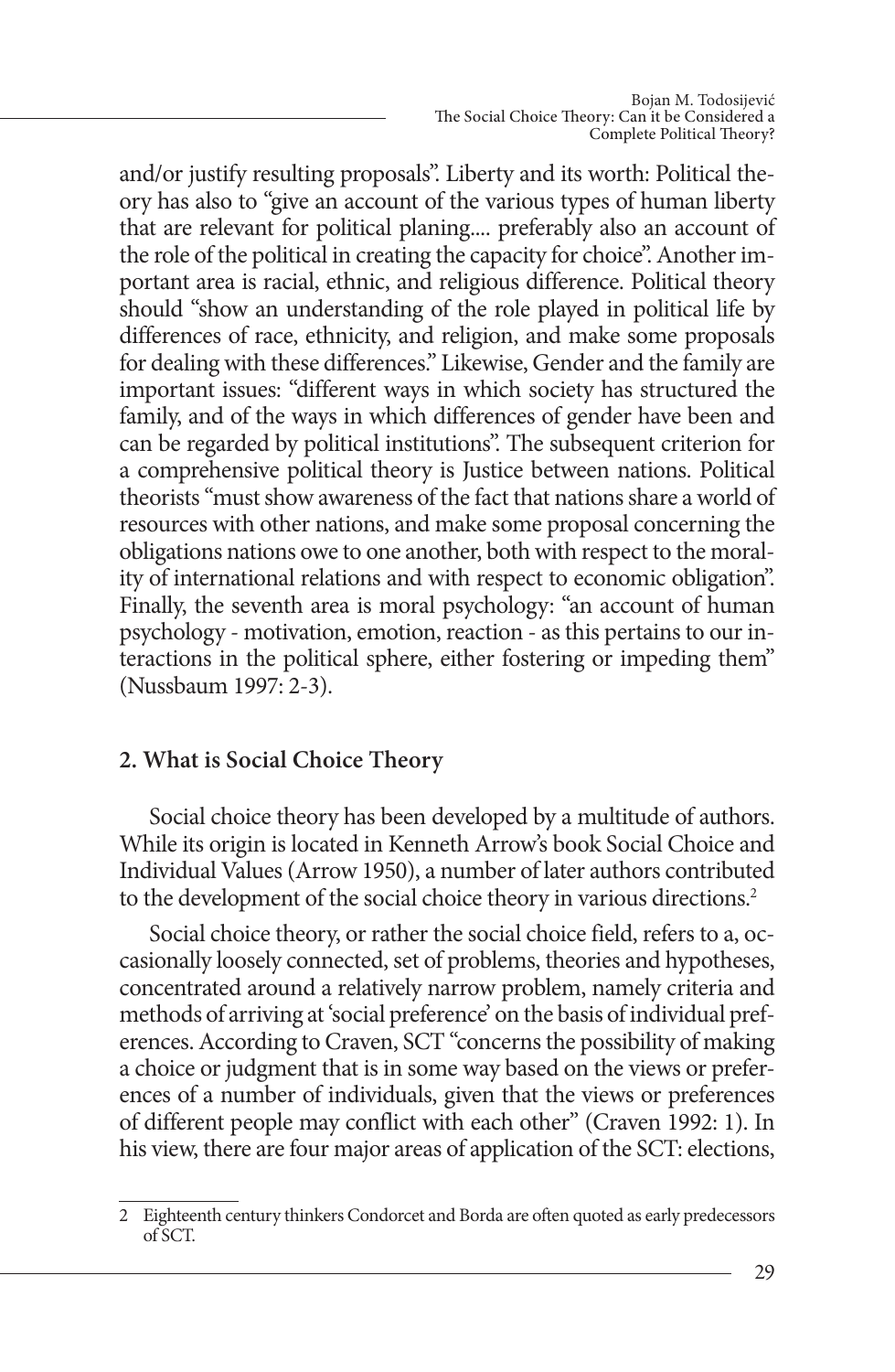and/or justify resulting proposals". Liberty and its worth: Political theory has also to "give an account of the various types of human liberty that are relevant for political planing.... preferably also an account of the role of the political in creating the capacity for choice". Another important area is racial, ethnic, and religious difference. Political theory should "show an understanding of the role played in political life by differences of race, ethnicity, and religion, and make some proposals for dealing with these differences." Likewise, Gender and the family are important issues: "different ways in which society has structured the family, and of the ways in which differences of gender have been and can be regarded by political institutions". The subsequent criterion for a comprehensive political theory is Justice between nations. Political theorists "must show awareness of the fact that nations share a world of resources with other nations, and make some proposal concerning the obligations nations owe to one another, both with respect to the morality of international relations and with respect to economic obligation". Finally, the seventh area is moral psychology: "an account of human psychology - motivation, emotion, reaction - as this pertains to our interactions in the political sphere, either fostering or impeding them" (Nussbaum 1997: 2-3).

## 2. What is Social Choice Theory

Social choice theory has been developed by a multitude of authors. While its origin is located in Kenneth Arrow's book Social Choice and Individual Values (Arrow 1950), a number of later authors contributed to the development of the social choice theory in various directions.[2]

Social choice theory, or rather the social choice field, refers to a, occasionally loosely connected, set of problems, theories and hypotheses, concentrated around a relatively narrow problem, namely criteria and methods of arriving at 'social preference' on the basis of individual preferences. According to Craven, SCT "concerns the possibility of making a choice or judgment that is in some way based on the views or preferences of a number of individuals, given that the views or preferences of different people may conflict with each other" (Craven 1992: 1). In his view, there are four major areas of application of the SCT: elections,

---

2 Eighteenth century thinkers Condorcet and Borda are often quoted as early predecessors of SCT.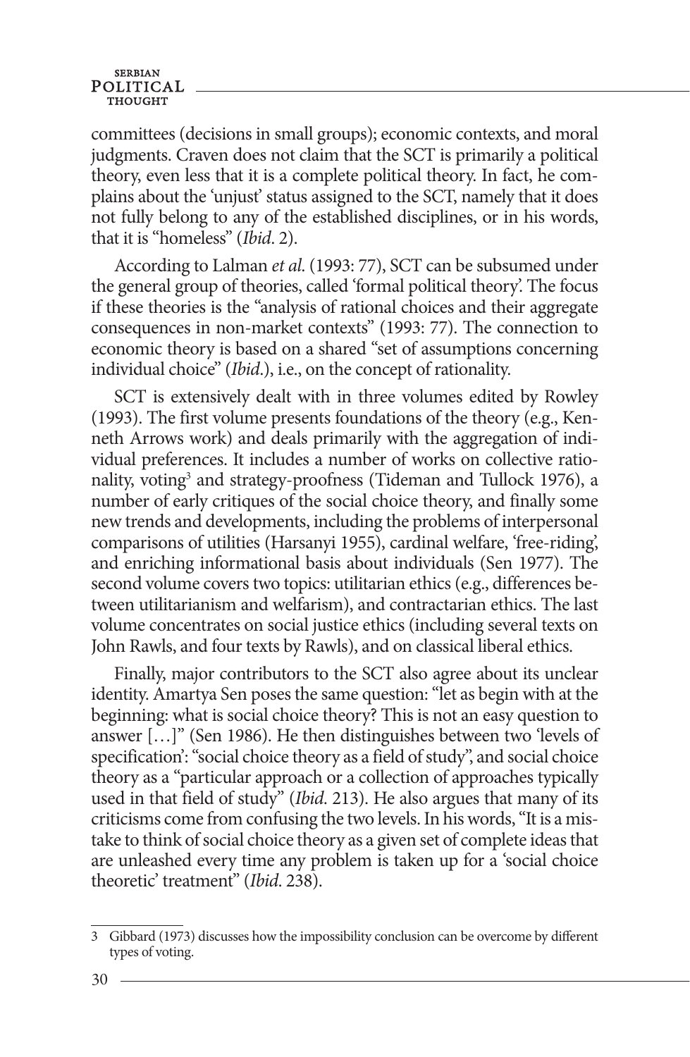committees (decisions in small groups); economic contexts, and moral judgments. Craven does not claim that the SCT is primarily a political theory, even less that it is a complete political theory. In fact, he complains about the 'unjust' status assigned to the SCT, namely that it does not fully belong to any of the established disciplines, or in his words, that it is "homeless" (*Ibid*. 2).

According to Lalman *et al*. (1993: 77), SCT can be subsumed under the general group of theories, called 'formal political theory'. The focus if these theories is the "analysis of rational choices and their aggregate consequences in non-market contexts" (1993: 77). The connection to economic theory is based on a shared "set of assumptions concerning individual choice" (*Ibid*.), i.e., on the concept of rationality.

SCT is extensively dealt with in three volumes edited by Rowley (1993). The first volume presents foundations of the theory (e.g., Kenneth Arrows work) and deals primarily with the aggregation of individual preferences. It includes a number of works on collective rationality, voting[3] and strategy-proofness (Tideman and Tullock 1976), a number of early critiques of the social choice theory, and finally some new trends and developments, including the problems of interpersonal comparisons of utilities (Harsanyi 1955), cardinal welfare, 'free-riding', and enriching informational basis about individuals (Sen 1977). The second volume covers two topics: utilitarian ethics (e.g., differences between utilitarianism and welfarism), and contractarian ethics. The last volume concentrates on social justice ethics (including several texts on John Rawls, and four texts by Rawls), and on classical liberal ethics.

Finally, major contributors to the SCT also agree about its unclear identity. Amartya Sen poses the same question: "let as begin with at the beginning: what is social choice theory? This is not an easy question to answer […]" (Sen 1986). He then distinguishes between two 'levels of specification': "social choice theory as a field of study", and social choice theory as a "particular approach or a collection of approaches typically used in that field of study" (*Ibid*. 213). He also argues that many of its criticisms come from confusing the two levels. In his words, "It is a mistake to think of social choice theory as a given set of complete ideas that are unleashed every time any problem is taken up for a 'social choice theoretic' treatment" (*Ibid*. 238).

---

3 Gibbard (1973) discusses how the impossibility conclusion can be overcome by different types of voting.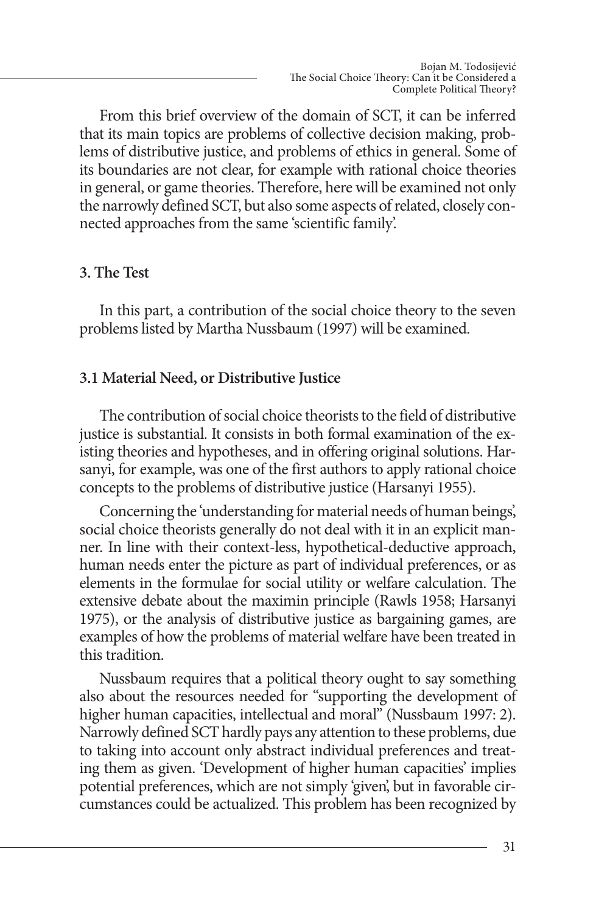From this brief overview of the domain of SCT, it can be inferred that its main topics are problems of collective decision making, problems of distributive justice, and problems of ethics in general. Some of its boundaries are not clear, for example with rational choice theories in general, or game theories. Therefore, here will be examined not only the narrowly defined SCT, but also some aspects of related, closely connected approaches from the same 'scientific family'.

## 3. The Test

In this part, a contribution of the social choice theory to the seven problems listed by Martha Nussbaum (1997) will be examined.

### 3.1 Material Need, or Distributive Justice

The contribution of social choice theorists to the field of distributive justice is substantial. It consists in both formal examination of the existing theories and hypotheses, and in offering original solutions. Harsanyi, for example, was one of the first authors to apply rational choice concepts to the problems of distributive justice (Harsanyi 1955).

Concerning the 'understanding for material needs of human beings', social choice theorists generally do not deal with it in an explicit manner. In line with their context-less, hypothetical-deductive approach, human needs enter the picture as part of individual preferences, or as elements in the formulae for social utility or welfare calculation. The extensive debate about the maximin principle (Rawls 1958; Harsanyi 1975), or the analysis of distributive justice as bargaining games, are examples of how the problems of material welfare have been treated in this tradition.

Nussbaum requires that a political theory ought to say something also about the resources needed for "supporting the development of higher human capacities, intellectual and moral" (Nussbaum 1997: 2). Narrowly defined SCT hardly pays any attention to these problems, due to taking into account only abstract individual preferences and treating them as given. 'Development of higher human capacities' implies potential preferences, which are not simply 'given', but in favorable circumstances could be actualized. This problem has been recognized by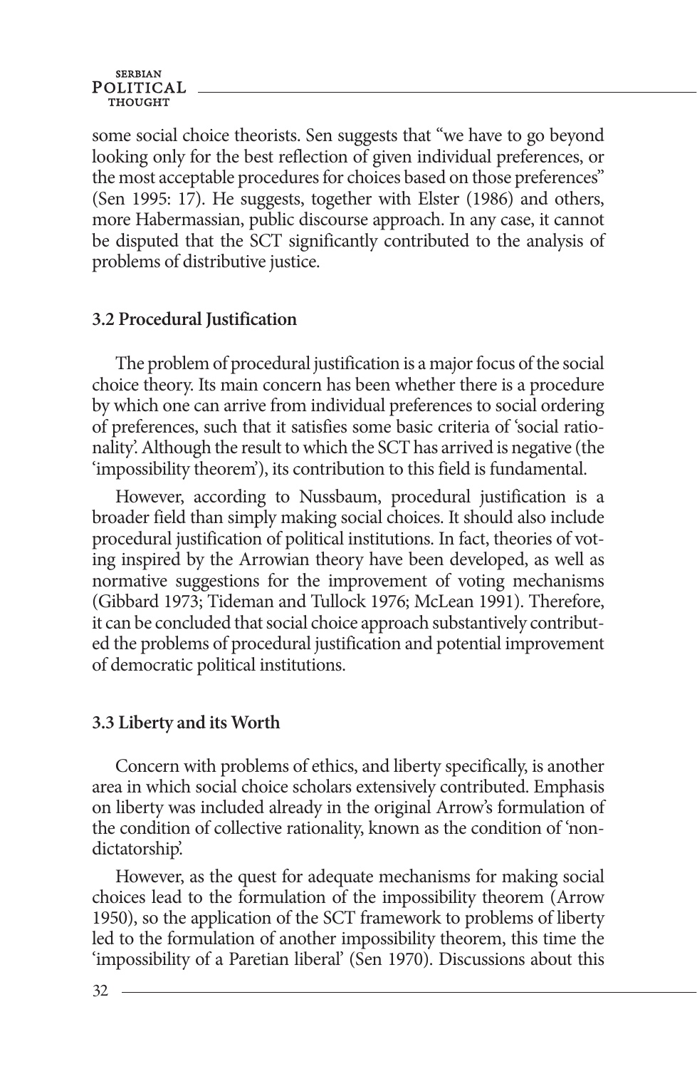some social choice theorists. Sen suggests that "we have to go beyond looking only for the best reflection of given individual preferences, or the most acceptable procedures for choices based on those preferences" (Sen 1995: 17). He suggests, together with Elster (1986) and others, more Habermassian, public discourse approach. In any case, it cannot be disputed that the SCT significantly contributed to the analysis of problems of distributive justice.

### 3.2 Procedural Justification

The problem of procedural justification is a major focus of the social choice theory. Its main concern has been whether there is a procedure by which one can arrive from individual preferences to social ordering of preferences, such that it satisfies some basic criteria of 'social rationality'. Although the result to which the SCT has arrived is negative (the 'impossibility theorem'), its contribution to this field is fundamental.

However, according to Nussbaum, procedural justification is a broader field than simply making social choices. It should also include procedural justification of political institutions. In fact, theories of voting inspired by the Arrowian theory have been developed, as well as normative suggestions for the improvement of voting mechanisms (Gibbard 1973; Tideman and Tullock 1976; McLean 1991). Therefore, it can be concluded that social choice approach substantively contributed the problems of procedural justification and potential improvement of democratic political institutions.

### 3.3 Liberty and its Worth

Concern with problems of ethics, and liberty specifically, is another area in which social choice scholars extensively contributed. Emphasis on liberty was included already in the original Arrow's formulation of the condition of collective rationality, known as the condition of 'non-dictatorship'.

However, as the quest for adequate mechanisms for making social choices lead to the formulation of the impossibility theorem (Arrow 1950), so the application of the SCT framework to problems of liberty led to the formulation of another impossibility theorem, this time the 'impossibility of a Paretian liberal' (Sen 1970). Discussions about this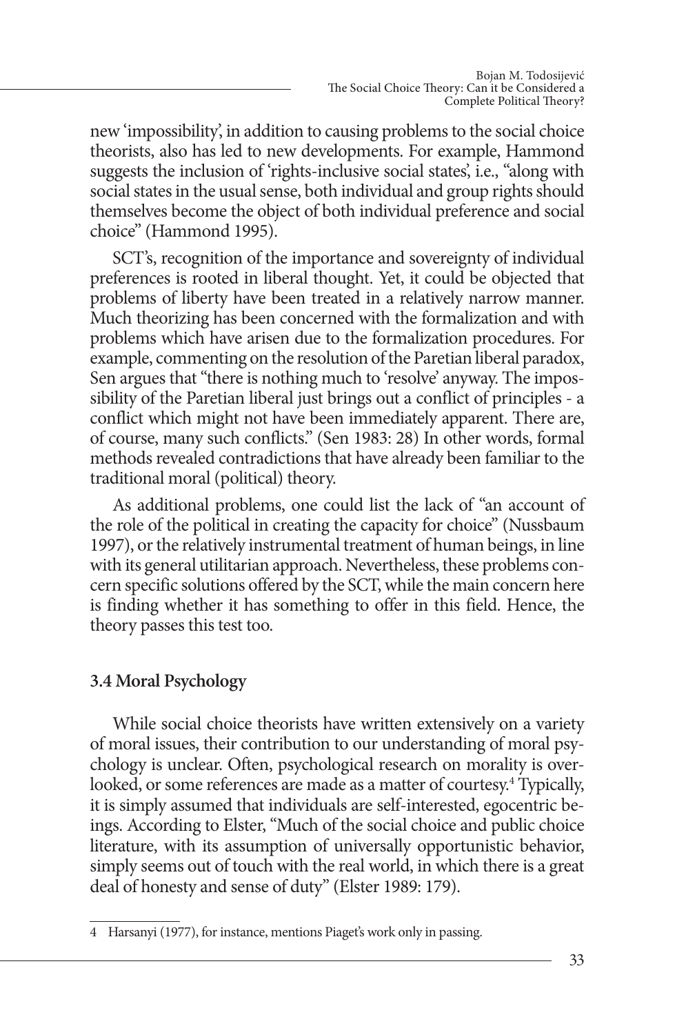new 'impossibility', in addition to causing problems to the social choice theorists, also has led to new developments. For example, Hammond suggests the inclusion of 'rights-inclusive social states', i.e., "along with social states in the usual sense, both individual and group rights should themselves become the object of both individual preference and social choice" (Hammond 1995).

SCT's, recognition of the importance and sovereignty of individual preferences is rooted in liberal thought. Yet, it could be objected that problems of liberty have been treated in a relatively narrow manner. Much theorizing has been concerned with the formalization and with problems which have arisen due to the formalization procedures. For example, commenting on the resolution of the Paretian liberal paradox, Sen argues that "there is nothing much to 'resolve' anyway. The impossibility of the Paretian liberal just brings out a conflict of principles - a conflict which might not have been immediately apparent. There are, of course, many such conflicts." (Sen 1983: 28) In other words, formal methods revealed contradictions that have already been familiar to the traditional moral (political) theory.

As additional problems, one could list the lack of "an account of the role of the political in creating the capacity for choice" (Nussbaum 1997), or the relatively instrumental treatment of human beings, in line with its general utilitarian approach. Nevertheless, these problems concern specific solutions offered by the SCT, while the main concern here is finding whether it has something to offer in this field. Hence, the theory passes this test too.

### 3.4 Moral Psychology

While social choice theorists have written extensively on a variety of moral issues, their contribution to our understanding of moral psychology is unclear. Often, psychological research on morality is overlooked, or some references are made as a matter of courtesy.[4] Typically, it is simply assumed that individuals are self-interested, egocentric beings. According to Elster, "Much of the social choice and public choice literature, with its assumption of universally opportunistic behavior, simply seems out of touch with the real world, in which there is a great deal of honesty and sense of duty" (Elster 1989: 179).

---

[4] Harsanyi (1977), for instance, mentions Piaget's work only in passing.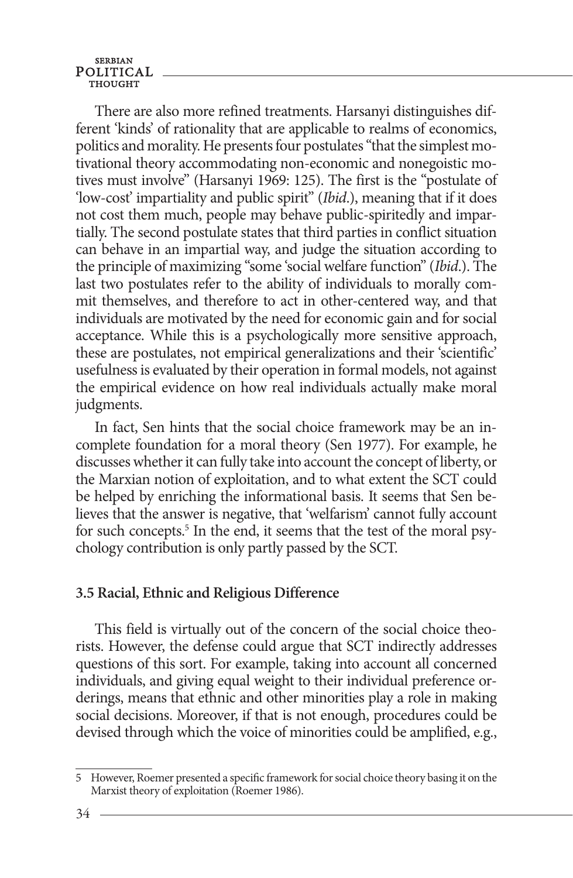There are also more refined treatments. Harsanyi distinguishes different 'kinds' of rationality that are applicable to realms of economics, politics and morality. He presents four postulates "that the simplest motivational theory accommodating non-economic and nonegoistic motives must involve" (Harsanyi 1969: 125). The first is the "postulate of 'low-cost' impartiality and public spirit" (*Ibid*.), meaning that if it does not cost them much, people may behave public-spiritedly and impartially. The second postulate states that third parties in conflict situation can behave in an impartial way, and judge the situation according to the principle of maximizing "some 'social welfare function" (*Ibid*.). The last two postulates refer to the ability of individuals to morally commit themselves, and therefore to act in other-centered way, and that individuals are motivated by the need for economic gain and for social acceptance. While this is a psychologically more sensitive approach, these are postulates, not empirical generalizations and their 'scientific' usefulness is evaluated by their operation in formal models, not against the empirical evidence on how real individuals actually make moral judgments.

In fact, Sen hints that the social choice framework may be an incomplete foundation for a moral theory (Sen 1977). For example, he discusses whether it can fully take into account the concept of liberty, or the Marxian notion of exploitation, and to what extent the SCT could be helped by enriching the informational basis. It seems that Sen believes that the answer is negative, that 'welfarism' cannot fully account for such concepts.[5] In the end, it seems that the test of the moral psychology contribution is only partly passed by the SCT.

### 3.5 Racial, Ethnic and Religious Difference

This field is virtually out of the concern of the social choice theorists. However, the defense could argue that SCT indirectly addresses questions of this sort. For example, taking into account all concerned individuals, and giving equal weight to their individual preference orderings, means that ethnic and other minorities play a role in making social decisions. Moreover, if that is not enough, procedures could be devised through which the voice of minorities could be amplified, e.g.,

---

5 However, Roemer presented a specific framework for social choice theory basing it on the Marxist theory of exploitation (Roemer 1986).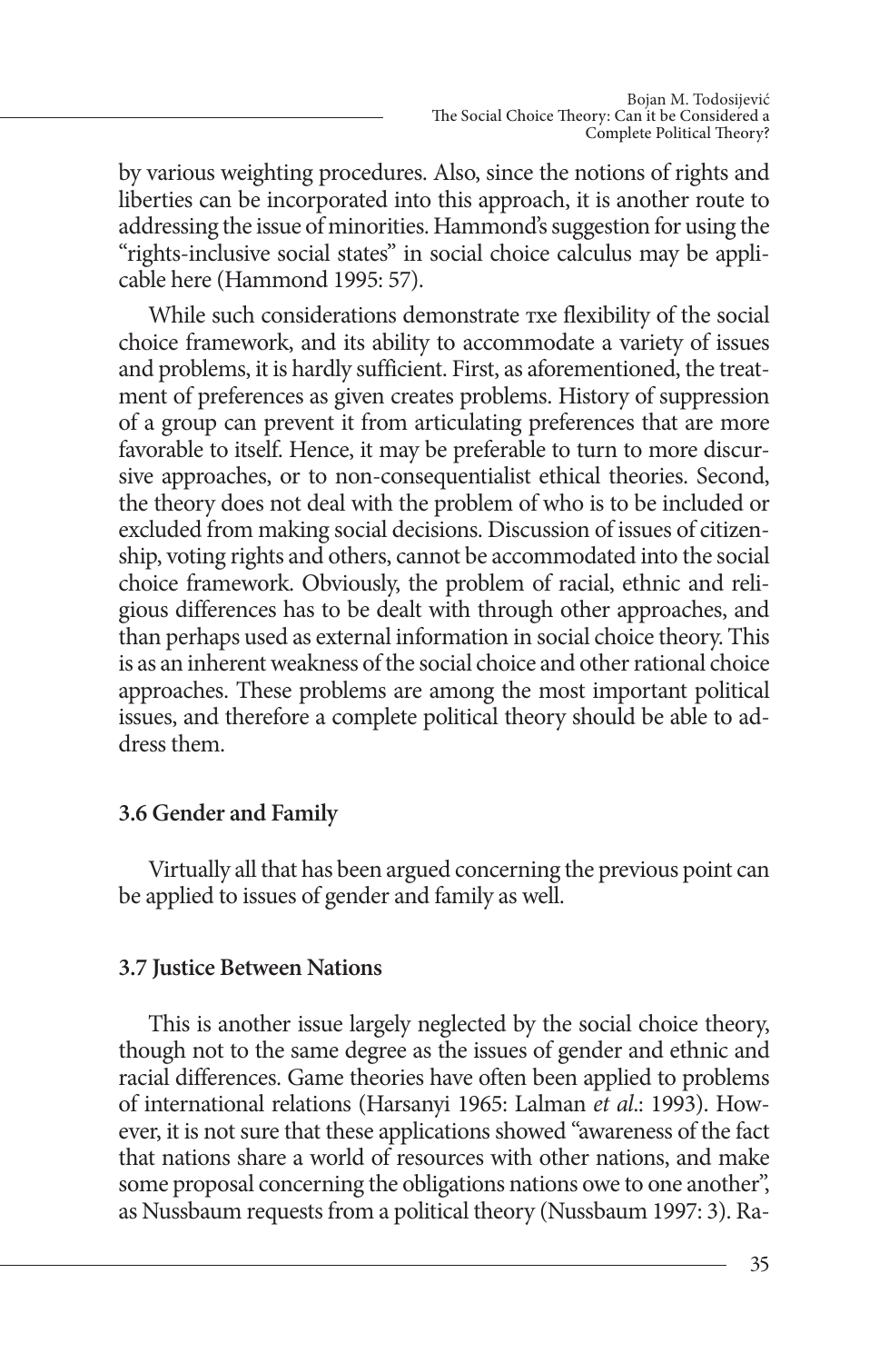by various weighting procedures. Also, since the notions of rights and liberties can be incorporated into this approach, it is another route to addressing the issue of minorities. Hammond's suggestion for using the "rights-inclusive social states" in social choice calculus may be applicable here (Hammond 1995: 57).

While such considerations demonstrate тхе flexibility of the social choice framework, and its ability to accommodate a variety of issues and problems, it is hardly sufficient. First, as aforementioned, the treatment of preferences as given creates problems. History of suppression of a group can prevent it from articulating preferences that are more favorable to itself. Hence, it may be preferable to turn to more discursive approaches, or to non-consequentialist ethical theories. Second, the theory does not deal with the problem of who is to be included or excluded from making social decisions. Discussion of issues of citizenship, voting rights and others, cannot be accommodated into the social choice framework. Obviously, the problem of racial, ethnic and religious differences has to be dealt with through other approaches, and than perhaps used as external information in social choice theory. This is as an inherent weakness of the social choice and other rational choice approaches. These problems are among the most important political issues, and therefore a complete political theory should be able to address them.

### 3.6 Gender and Family

Virtually all that has been argued concerning the previous point can be applied to issues of gender and family as well.

### 3.7 Justice Between Nations

This is another issue largely neglected by the social choice theory, though not to the same degree as the issues of gender and ethnic and racial differences. Game theories have often been applied to problems of international relations (Harsanyi 1965: Lalman *et al.*: 1993). However, it is not sure that these applications showed "awareness of the fact that nations share a world of resources with other nations, and make some proposal concerning the obligations nations owe to one another", as Nussbaum requests from a political theory (Nussbaum 1997: 3). Ra-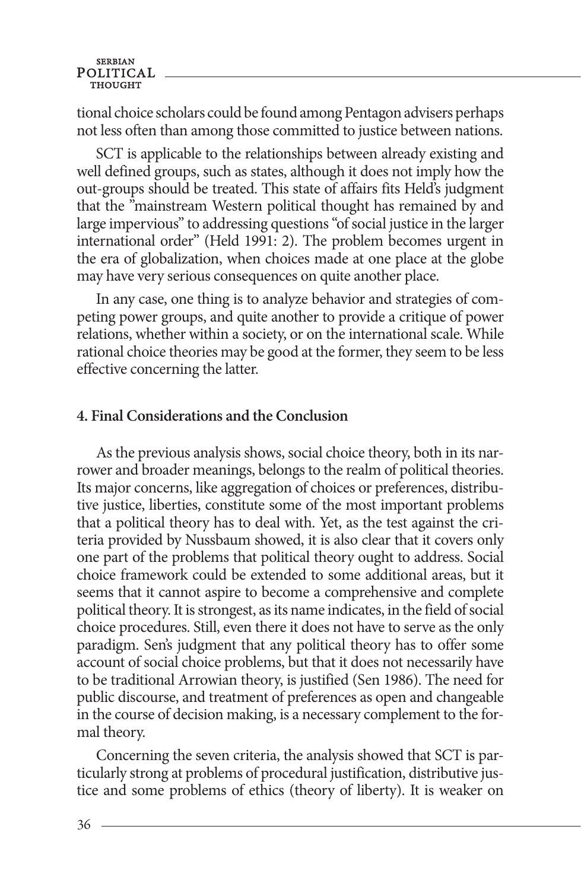tional choice scholars could be found among Pentagon advisers perhaps not less often than among those committed to justice between nations.

SCT is applicable to the relationships between already existing and well defined groups, such as states, although it does not imply how the out-groups should be treated. This state of affairs fits Held's judgment that the "mainstream Western political thought has remained by and large impervious" to addressing questions "of social justice in the larger international order" (Held 1991: 2). The problem becomes urgent in the era of globalization, when choices made at one place at the globe may have very serious consequences on quite another place.

In any case, one thing is to analyze behavior and strategies of competing power groups, and quite another to provide a critique of power relations, whether within a society, or on the international scale. While rational choice theories may be good at the former, they seem to be less effective concerning the latter.

#### 4. Final Considerations and the Conclusion

As the previous analysis shows, social choice theory, both in its narrower and broader meanings, belongs to the realm of political theories. Its major concerns, like aggregation of choices or preferences, distributive justice, liberties, constitute some of the most important problems that a political theory has to deal with. Yet, as the test against the criteria provided by Nussbaum showed, it is also clear that it covers only one part of the problems that political theory ought to address. Social choice framework could be extended to some additional areas, but it seems that it cannot aspire to become a comprehensive and complete political theory. It is strongest, as its name indicates, in the field of social choice procedures. Still, even there it does not have to serve as the only paradigm. Sen's judgment that any political theory has to offer some account of social choice problems, but that it does not necessarily have to be traditional Arrowian theory, is justified (Sen 1986). The need for public discourse, and treatment of preferences as open and changeable in the course of decision making, is a necessary complement to the formal theory.

Concerning the seven criteria, the analysis showed that SCT is particularly strong at problems of procedural justification, distributive justice and some problems of ethics (theory of liberty). It is weaker on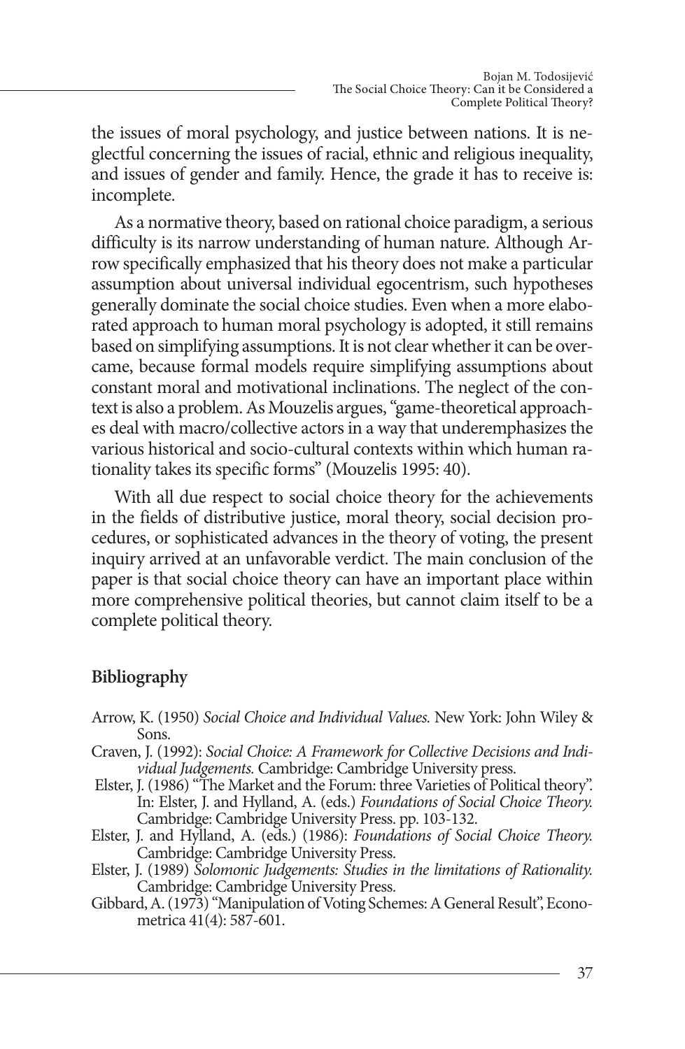the issues of moral psychology, and justice between nations. It is neglectful concerning the issues of racial, ethnic and religious inequality, and issues of gender and family. Hence, the grade it has to receive is: incomplete.

As a normative theory, based on rational choice paradigm, a serious difficulty is its narrow understanding of human nature. Although Arrow specifically emphasized that his theory does not make a particular assumption about universal individual egocentrism, such hypotheses generally dominate the social choice studies. Even when a more elaborated approach to human moral psychology is adopted, it still remains based on simplifying assumptions. It is not clear whether it can be overcame, because formal models require simplifying assumptions about constant moral and motivational inclinations. The neglect of the context is also a problem. As Mouzelis argues, "game-theoretical approaches deal with macro/collective actors in a way that underemphasizes the various historical and socio-cultural contexts within which human rationality takes its specific forms" (Mouzelis 1995: 40).

With all due respect to social choice theory for the achievements in the fields of distributive justice, moral theory, social decision procedures, or sophisticated advances in the theory of voting, the present inquiry arrived at an unfavorable verdict. The main conclusion of the paper is that social choice theory can have an important place within more comprehensive political theories, but cannot claim itself to be a complete political theory.

## Bibliography

Arrow, K. (1950) *Social Choice and Individual Values.* New York: John Wiley & Sons.

Craven, J. (1992): *Social Choice: A Framework for Collective Decisions and Individual Judgements.* Cambridge: Cambridge University press.

Elster, J. (1986) "The Market and the Forum: three Varieties of Political theory". In: Elster, J. and Hylland, A. (eds.) *Foundations of Social Choice Theory.* Cambridge: Cambridge University Press. pp. 103-132.

Elster, J. and Hylland, A. (eds.) (1986): *Foundations of Social Choice Theory.* Cambridge: Cambridge University Press.

Elster, J. (1989) *Solomonic Judgements: Studies in the limitations of Rationality.* Cambridge: Cambridge University Press.

Gibbard, A. (1973) "Manipulation of Voting Schemes: A General Result", Econometrica 41(4): 587-601.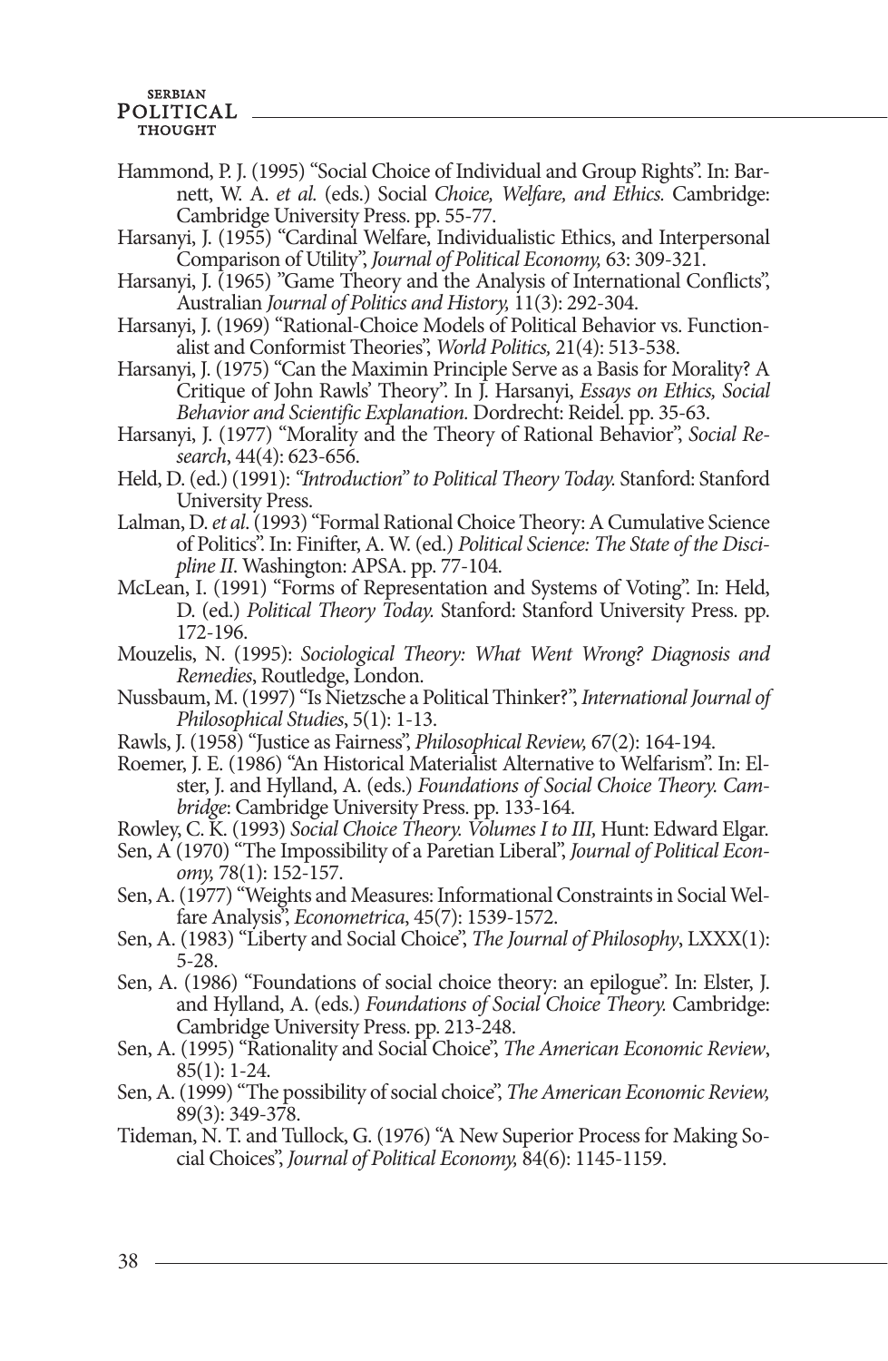Hammond, P. J. (1995) "Social Choice of Individual and Group Rights". In: Barnett, W. A. *et al.* (eds.) Social *Choice, Welfare, and Ethics.* Cambridge: Cambridge University Press. pp. 55-77.

Harsanyi, J. (1955) "Cardinal Welfare, Individualistic Ethics, and Interpersonal Comparison of Utility", *Journal of Political Economy,* 63: 309-321.

Harsanyi, J. (1965) "Game Theory and the Analysis of International Conflicts", Australian *Journal of Politics and History,* 11(3): 292-304.

Harsanyi, J. (1969) "Rational-Choice Models of Political Behavior vs. Functionalist and Conformist Theories", *World Politics,* 21(4): 513-538.

Harsanyi, J. (1975) "Can the Maximin Principle Serve as a Basis for Morality? A Critique of John Rawls' Theory". In J. Harsanyi, *Essays on Ethics, Social Behavior and Scientific Explanation.* Dordrecht: Reidel. pp. 35-63.

Harsanyi, J. (1977) "Morality and the Theory of Rational Behavior", *Social Research*, 44(4): 623-656.

Held, D. (ed.) (1991): *"Introduction" to Political Theory Today.* Stanford: Stanford University Press.

Lalman, D. *et al.* (1993) "Formal Rational Choice Theory: A Cumulative Science of Politics". In: Finifter, A. W. (ed.) *Political Science: The State of the Discipline II*. Washington: APSA. pp. 77-104.

McLean, I. (1991) "Forms of Representation and Systems of Voting". In: Held, D. (ed.) *Political Theory Today.* Stanford: Stanford University Press. pp. 172-196.

Mouzelis, N. (1995): *Sociological Theory: What Went Wrong? Diagnosis and Remedies*, Routledge, London.

Nussbaum, M. (1997) "Is Nietzsche a Political Thinker?", *International Journal of Philosophical Studies*, 5(1): 1-13.

Rawls, J. (1958) "Justice as Fairness", *Philosophical Review,* 67(2): 164-194.

Roemer, J. E. (1986) "An Historical Materialist Alternative to Welfarism". In: Elster, J. and Hylland, A. (eds.) *Foundations of Social Choice Theory. Cambridge*: Cambridge University Press. pp. 133-164.

Rowley, C. K. (1993) *Social Choice Theory. Volumes I to III,* Hunt: Edward Elgar.

Sen, A (1970) "The Impossibility of a Paretian Liberal", *Journal of Political Economy,* 78(1): 152-157.

Sen, A. (1977) "Weights and Measures: Informational Constraints in Social Welfare Analysis", *Econometrica*, 45(7): 1539-1572.

Sen, A. (1983) "Liberty and Social Choice", *The Journal of Philosophy*, LXXX(1): 5-28.

Sen, A. (1986) "Foundations of social choice theory: an epilogue". In: Elster, J. and Hylland, A. (eds.) *Foundations of Social Choice Theory.* Cambridge: Cambridge University Press. pp. 213-248.

Sen, A. (1995) "Rationality and Social Choice", *The American Economic Review*, 85(1): 1-24.

Sen, A. (1999) "The possibility of social choice", *The American Economic Review,* 89(3): 349-378.

Tideman, N. T. and Tullock, G. (1976) "A New Superior Process for Making Social Choices", *Journal of Political Economy,* 84(6): 1145-1159.